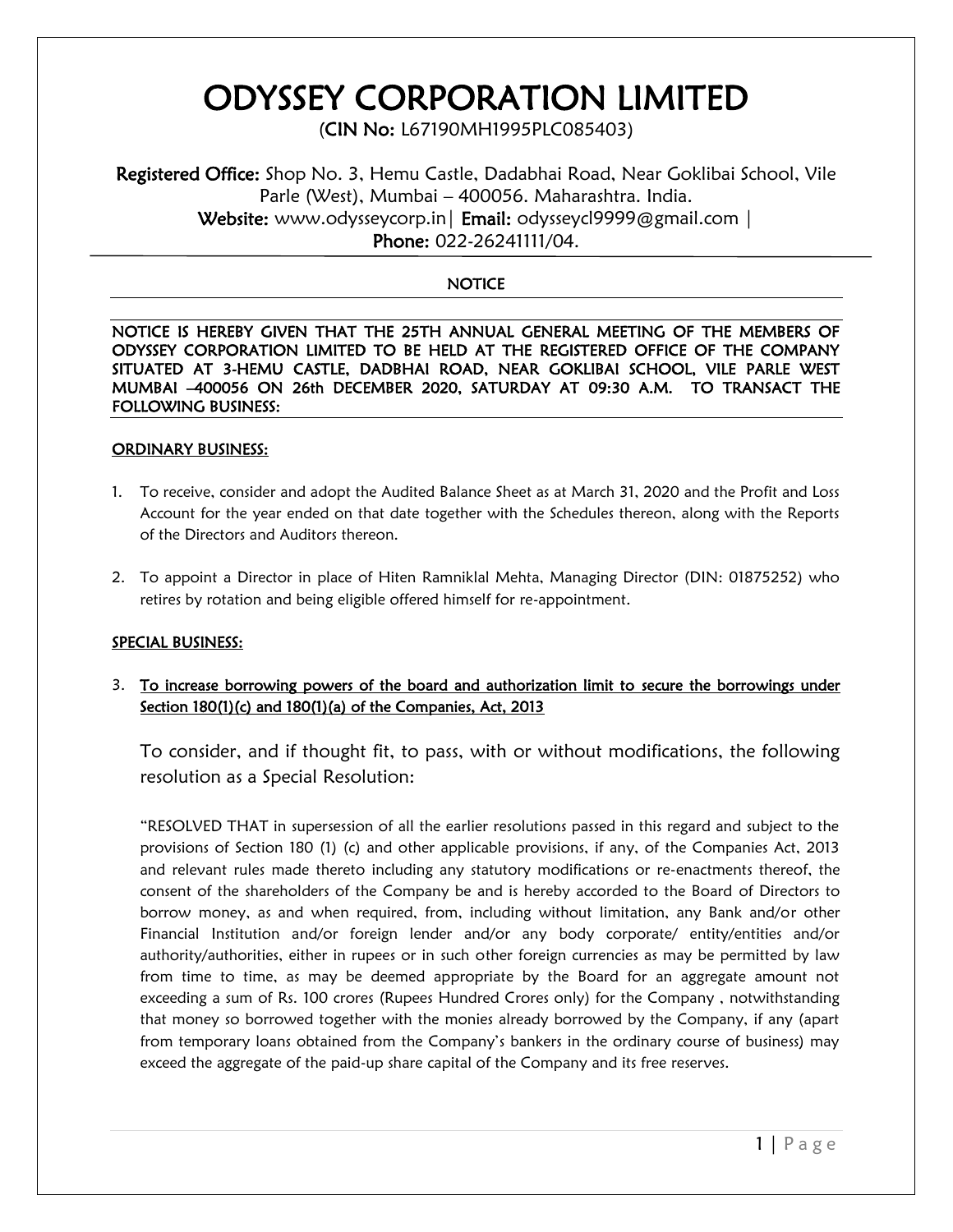# ODYSSEY CORPORATION LIMITED

(**CIN No:** L67190MH1995PLC085403)

**Registered Office:** Shop No. 3, Hemu Castle, Dadabhai Road, Near Goklibai School, Vile Parle (West), Mumbai – 400056. Maharashtra. India.
**Website:** www.odysseycorp.in| **Email:** odysseycl9999@gmail.com |
**Phone:** 022-26241111/04.

## NOTICE

**NOTICE IS HEREBY GIVEN THAT THE 25TH ANNUAL GENERAL MEETING OF THE MEMBERS OF ODYSSEY CORPORATION LIMITED TO BE HELD AT THE REGISTERED OFFICE OF THE COMPANY SITUATED AT 3-HEMU CASTLE, DADBHAI ROAD, NEAR GOKLIBAI SCHOOL, VILE PARLE WEST MUMBAI –400056 ON 26th DECEMBER 2020, SATURDAY AT 09:30 A.M. TO TRANSACT THE FOLLOWING BUSINESS:**

### ORDINARY BUSINESS:

1. To receive, consider and adopt the Audited Balance Sheet as at March 31, 2020 and the Profit and Loss Account for the year ended on that date together with the Schedules thereon, along with the Reports of the Directors and Auditors thereon.

2. To appoint a Director in place of Hiten Ramniklal Mehta, Managing Director (DIN: 01875252) who retires by rotation and being eligible offered himself for re-appointment.

### SPECIAL BUSINESS:

3. **To increase borrowing powers of the board and authorization limit to secure the borrowings under Section 180(1)(c) and 180(1)(a) of the Companies, Act, 2013**

   To consider, and if thought fit, to pass, with or without modifications, the following resolution as a Special Resolution:

   "RESOLVED THAT in supersession of all the earlier resolutions passed in this regard and subject to the provisions of Section 180 (1) (c) and other applicable provisions, if any, of the Companies Act, 2013 and relevant rules made thereto including any statutory modifications or re-enactments thereof, the consent of the shareholders of the Company be and is hereby accorded to the Board of Directors to borrow money, as and when required, from, including without limitation, any Bank and/or other Financial Institution and/or foreign lender and/or any body corporate/ entity/entities and/or authority/authorities, either in rupees or in such other foreign currencies as may be permitted by law from time to time, as may be deemed appropriate by the Board for an aggregate amount not exceeding a sum of Rs. 100 crores (Rupees Hundred Crores only) for the Company , notwithstanding that money so borrowed together with the monies already borrowed by the Company, if any (apart from temporary loans obtained from the Company's bankers in the ordinary course of business) may exceed the aggregate of the paid-up share capital of the Company and its free reserves.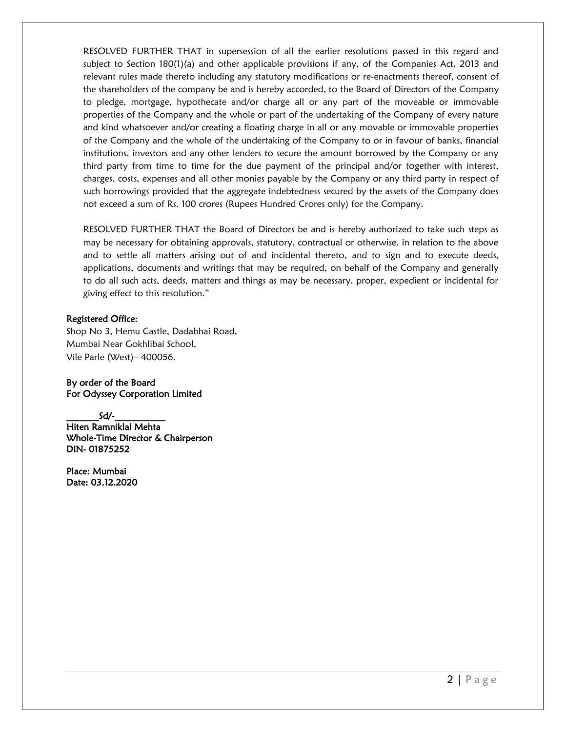RESOLVED FURTHER THAT in supersession of all the earlier resolutions passed in this regard and subject to Section 180(1)(a) and other applicable provisions if any, of the Companies Act, 2013 and relevant rules made thereto including any statutory modifications or re-enactments thereof, consent of the shareholders of the company be and is hereby accorded, to the Board of Directors of the Company to pledge, mortgage, hypothecate and/or charge all or any part of the moveable or immovable properties of the Company and the whole or part of the undertaking of the Company of every nature and kind whatsoever and/or creating a floating charge in all or any movable or immovable properties of the Company and the whole of the undertaking of the Company to or in favour of banks, financial institutions, investors and any other lenders to secure the amount borrowed by the Company or any third party from time to time for the due payment of the principal and/or together with interest, charges, costs, expenses and all other monies payable by the Company or any third party in respect of such borrowings provided that the aggregate indebtedness secured by the assets of the Company does not exceed a sum of Rs. 100 crores (Rupees Hundred Crores only) for the Company.

RESOLVED FURTHER THAT the Board of Directors be and is hereby authorized to take such steps as may be necessary for obtaining approvals, statutory, contractual or otherwise, in relation to the above and to settle all matters arising out of and incidental thereto, and to sign and to execute deeds, applications, documents and writings that may be required, on behalf of the Company and generally to do all such acts, deeds, matters and things as may be necessary, proper, expedient or incidental for giving effect to this resolution."

**Registered Office:**
Shop No 3, Hemu Castle, Dadabhai Road,
Mumbai Near Gokhlibai School,
Vile Parle (West)– 400056.

**By order of the Board**
**For Odyssey Corporation Limited**

**Sd/-**
**Hiten Ramniklal Mehta**
**Whole-Time Director & Chairperson**
**DIN- 01875252**

**Place: Mumbai**
**Date: 03.12.2020**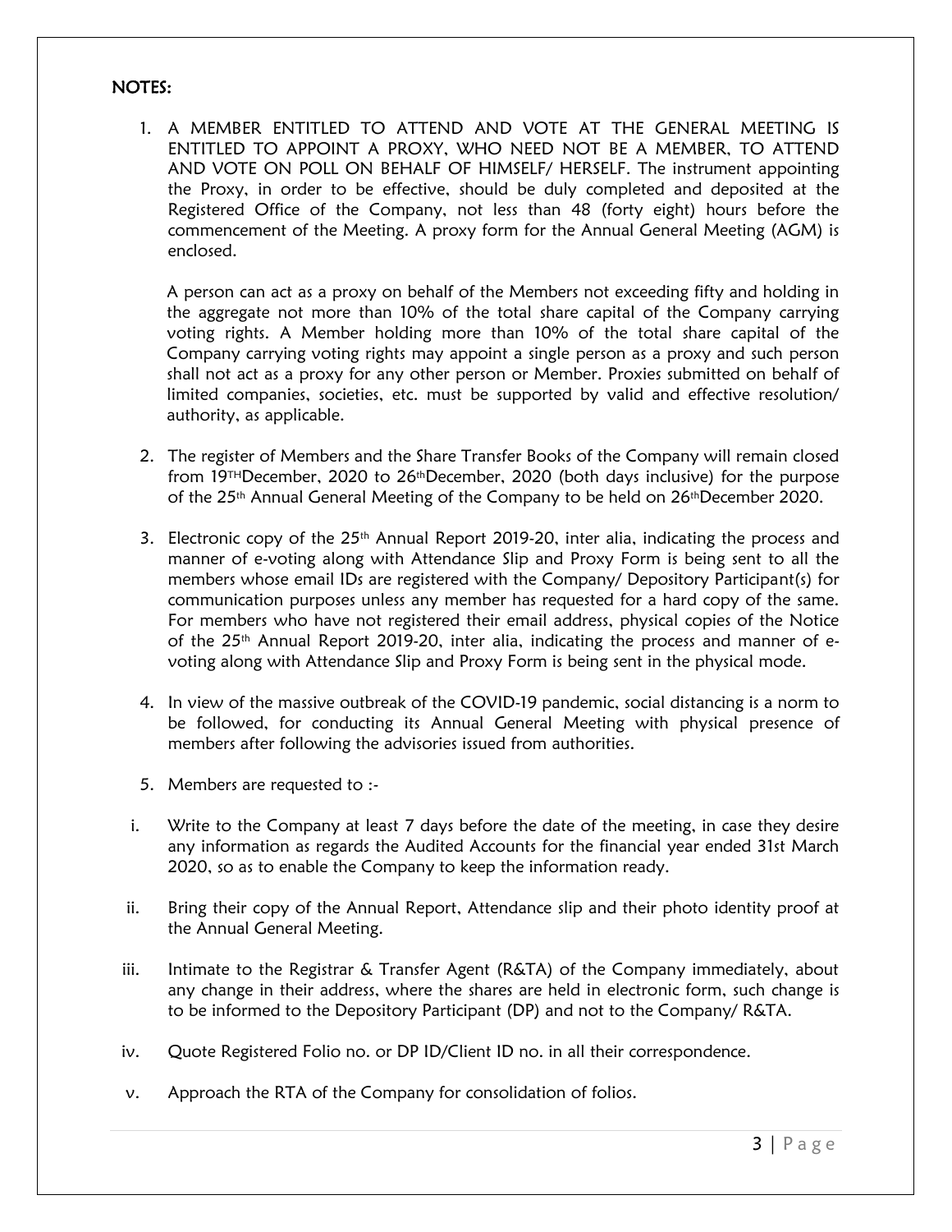**NOTES:**

1. A MEMBER ENTITLED TO ATTEND AND VOTE AT THE GENERAL MEETING IS ENTITLED TO APPOINT A PROXY, WHO NEED NOT BE A MEMBER, TO ATTEND AND VOTE ON POLL ON BEHALF OF HIMSELF/ HERSELF. The instrument appointing the Proxy, in order to be effective, should be duly completed and deposited at the Registered Office of the Company, not less than 48 (forty eight) hours before the commencement of the Meeting. A proxy form for the Annual General Meeting (AGM) is enclosed.

   A person can act as a proxy on behalf of the Members not exceeding fifty and holding in the aggregate not more than 10% of the total share capital of the Company carrying voting rights. A Member holding more than 10% of the total share capital of the Company carrying voting rights may appoint a single person as a proxy and such person shall not act as a proxy for any other person or Member. Proxies submitted on behalf of limited companies, societies, etc. must be supported by valid and effective resolution/ authority, as applicable.

2. The register of Members and the Share Transfer Books of the Company will remain closed from 19TH December, 2020 to 26th December, 2020 (both days inclusive) for the purpose of the 25th Annual General Meeting of the Company to be held on 26th December 2020.

3. Electronic copy of the 25th Annual Report 2019-20, inter alia, indicating the process and manner of e-voting along with Attendance Slip and Proxy Form is being sent to all the members whose email IDs are registered with the Company/ Depository Participant(s) for communication purposes unless any member has requested for a hard copy of the same. For members who have not registered their email address, physical copies of the Notice of the 25th Annual Report 2019-20, inter alia, indicating the process and manner of e-voting along with Attendance Slip and Proxy Form is being sent in the physical mode.

4. In view of the massive outbreak of the COVID-19 pandemic, social distancing is a norm to be followed, for conducting its Annual General Meeting with physical presence of members after following the advisories issued from authorities.

5. Members are requested to :-

   i. Write to the Company at least 7 days before the date of the meeting, in case they desire any information as regards the Audited Accounts for the financial year ended 31st March 2020, so as to enable the Company to keep the information ready.

   ii. Bring their copy of the Annual Report, Attendance slip and their photo identity proof at the Annual General Meeting.

   iii. Intimate to the Registrar & Transfer Agent (R&TA) of the Company immediately, about any change in their address, where the shares are held in electronic form, such change is to be informed to the Depository Participant (DP) and not to the Company/ R&TA.

   iv. Quote Registered Folio no. or DP ID/Client ID no. in all their correspondence.

   v. Approach the RTA of the Company for consolidation of folios.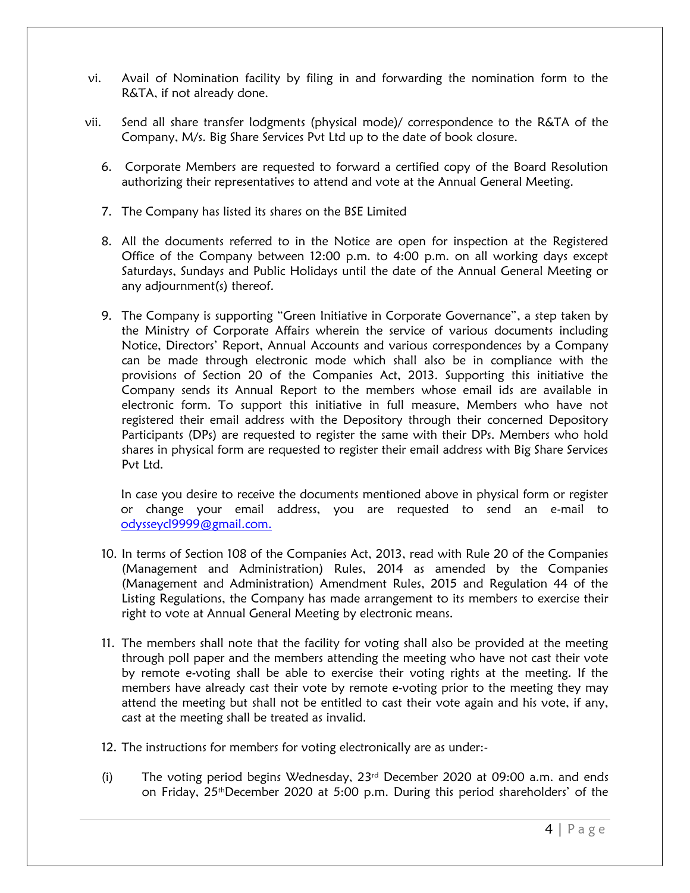vi. Avail of Nomination facility by filing in and forwarding the nomination form to the R&TA, if not already done.

vii. Send all share transfer lodgments (physical mode)/ correspondence to the R&TA of the Company, M/s. Big Share Services Pvt Ltd up to the date of book closure.

6. Corporate Members are requested to forward a certified copy of the Board Resolution authorizing their representatives to attend and vote at the Annual General Meeting.

7. The Company has listed its shares on the BSE Limited

8. All the documents referred to in the Notice are open for inspection at the Registered Office of the Company between 12:00 p.m. to 4:00 p.m. on all working days except Saturdays, Sundays and Public Holidays until the date of the Annual General Meeting or any adjournment(s) thereof.

9. The Company is supporting "Green Initiative in Corporate Governance", a step taken by the Ministry of Corporate Affairs wherein the service of various documents including Notice, Directors' Report, Annual Accounts and various correspondences by a Company can be made through electronic mode which shall also be in compliance with the provisions of Section 20 of the Companies Act, 2013. Supporting this initiative the Company sends its Annual Report to the members whose email ids are available in electronic form. To support this initiative in full measure, Members who have not registered their email address with the Depository through their concerned Depository Participants (DPs) are requested to register the same with their DPs. Members who hold shares in physical form are requested to register their email address with Big Share Services Pvt Ltd.

   In case you desire to receive the documents mentioned above in physical form or register or change your email address, you are requested to send an e-mail to odysseycl9999@gmail.com.

10. In terms of Section 108 of the Companies Act, 2013, read with Rule 20 of the Companies (Management and Administration) Rules, 2014 as amended by the Companies (Management and Administration) Amendment Rules, 2015 and Regulation 44 of the Listing Regulations, the Company has made arrangement to its members to exercise their right to vote at Annual General Meeting by electronic means.

11. The members shall note that the facility for voting shall also be provided at the meeting through poll paper and the members attending the meeting who have not cast their vote by remote e-voting shall be able to exercise their voting rights at the meeting. If the members have already cast their vote by remote e-voting prior to the meeting they may attend the meeting but shall not be entitled to cast their vote again and his vote, if any, cast at the meeting shall be treated as invalid.

12. The instructions for members for voting electronically are as under:-

(i) The voting period begins Wednesday, 23rd December 2020 at 09:00 a.m. and ends on Friday, 25th December 2020 at 5:00 p.m. During this period shareholders' of the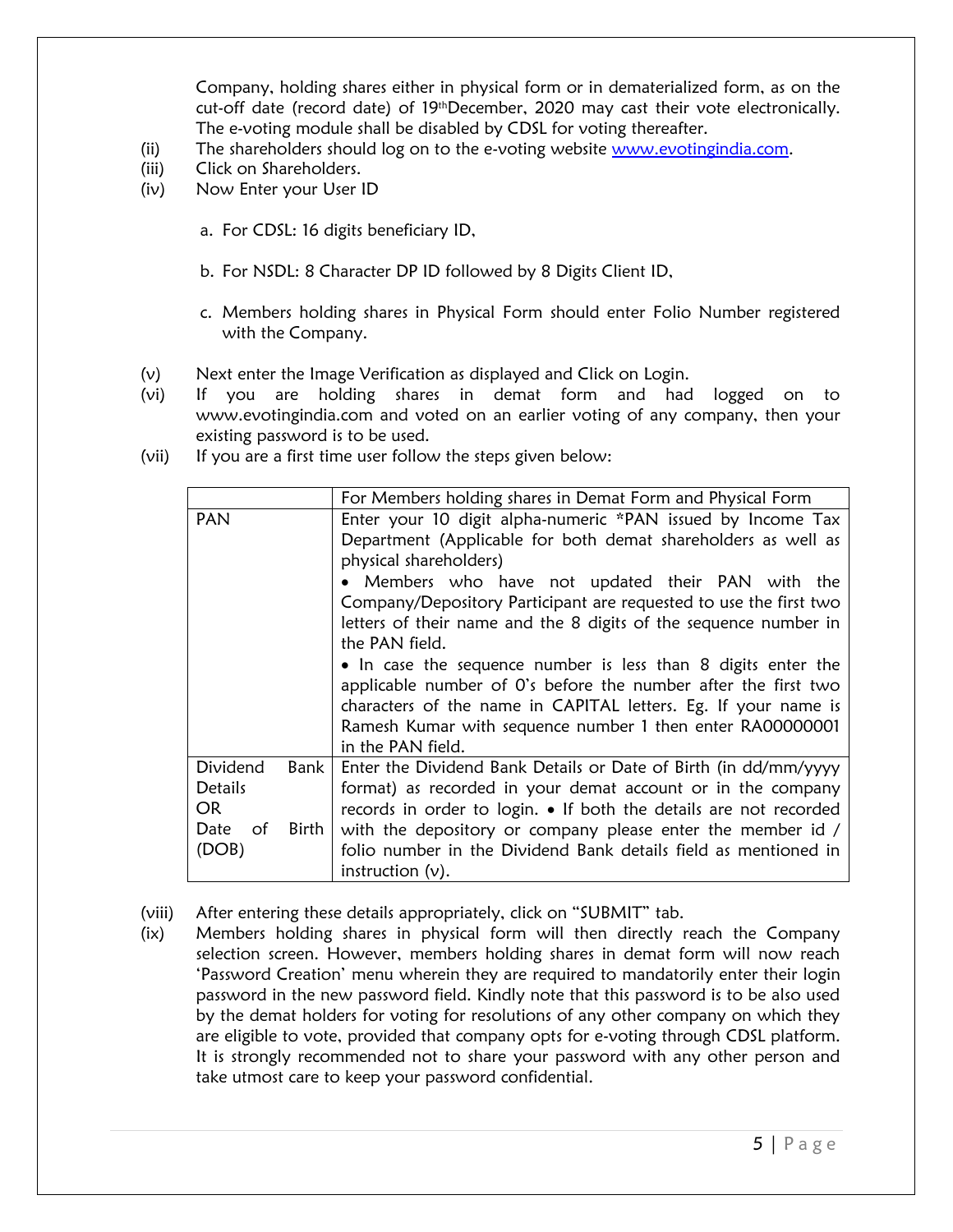Company, holding shares either in physical form or in dematerialized form, as on the cut-off date (record date) of 19th December, 2020 may cast their vote electronically. The e-voting module shall be disabled by CDSL for voting thereafter.

(ii) The shareholders should log on to the e-voting website www.evotingindia.com.

(iii) Click on Shareholders.

(iv) Now Enter your User ID

a. For CDSL: 16 digits beneficiary ID,

b. For NSDL: 8 Character DP ID followed by 8 Digits Client ID,

c. Members holding shares in Physical Form should enter Folio Number registered with the Company.

(v) Next enter the Image Verification as displayed and Click on Login.

(vi) If you are holding shares in demat form and had logged on to www.evotingindia.com and voted on an earlier voting of any company, then your existing password is to be used.

(vii) If you are a first time user follow the steps given below:

| | For Members holding shares in Demat Form and Physical Form |
|---|---|
| PAN | Enter your 10 digit alpha-numeric *PAN issued by Income Tax Department (Applicable for both demat shareholders as well as physical shareholders)<br>• Members who have not updated their PAN with the Company/Depository Participant are requested to use the first two letters of their name and the 8 digits of the sequence number in the PAN field.<br>• In case the sequence number is less than 8 digits enter the applicable number of 0's before the number after the first two characters of the name in CAPITAL letters. Eg. If your name is Ramesh Kumar with sequence number 1 then enter RA00000001 in the PAN field. |
| Dividend Bank Details OR Date of Birth (DOB) | Enter the Dividend Bank Details or Date of Birth (in dd/mm/yyyy format) as recorded in your demat account or in the company records in order to login. • If both the details are not recorded with the depository or company please enter the member id / folio number in the Dividend Bank details field as mentioned in instruction (v). |

(viii) After entering these details appropriately, click on "SUBMIT" tab.

(ix) Members holding shares in physical form will then directly reach the Company selection screen. However, members holding shares in demat form will now reach 'Password Creation' menu wherein they are required to mandatorily enter their login password in the new password field. Kindly note that this password is to be also used by the demat holders for voting for resolutions of any other company on which they are eligible to vote, provided that company opts for e-voting through CDSL platform. It is strongly recommended not to share your password with any other person and take utmost care to keep your password confidential.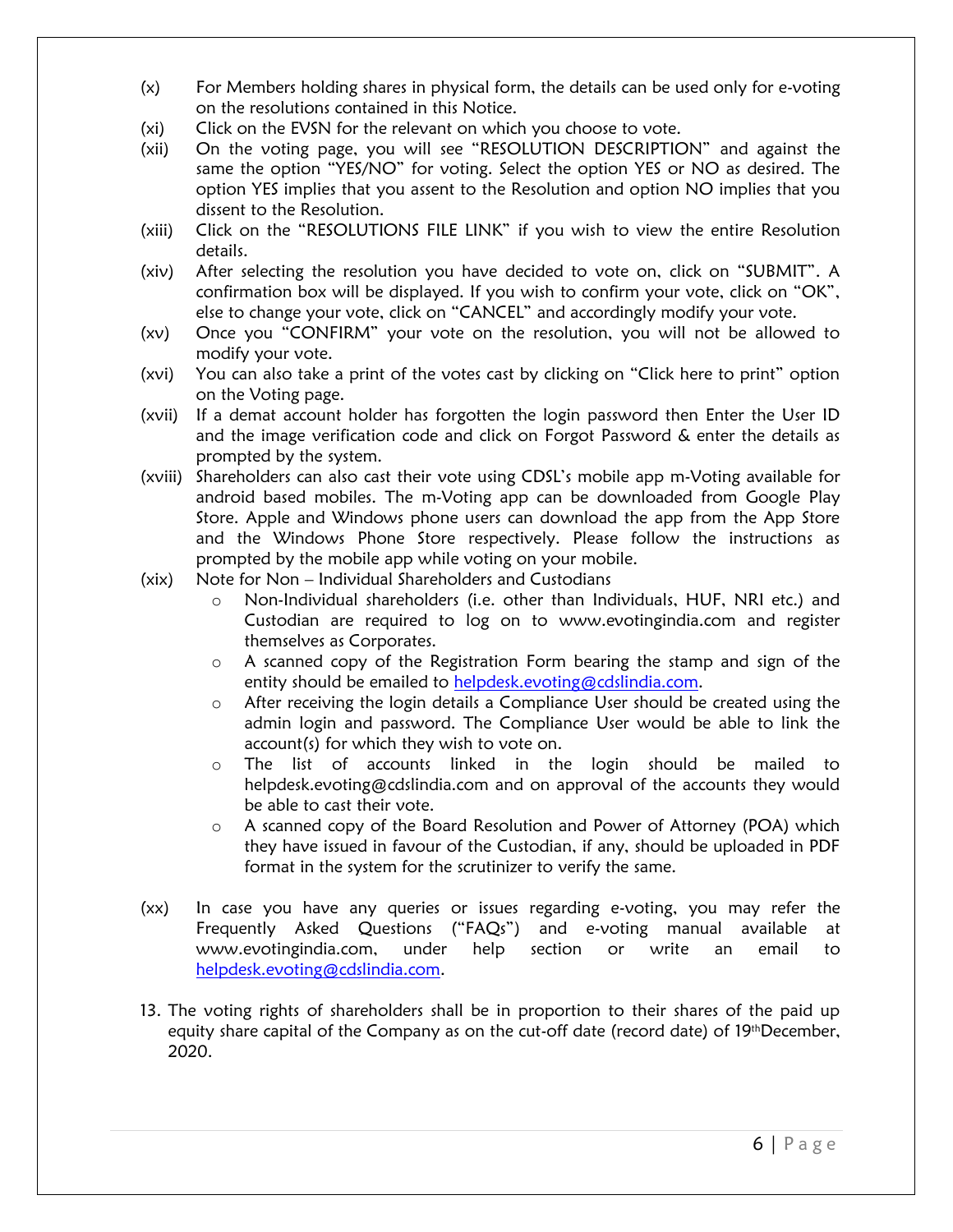(x) For Members holding shares in physical form, the details can be used only for e-voting on the resolutions contained in this Notice.

(xi) Click on the EVSN for the relevant on which you choose to vote.

(xii) On the voting page, you will see "RESOLUTION DESCRIPTION" and against the same the option "YES/NO" for voting. Select the option YES or NO as desired. The option YES implies that you assent to the Resolution and option NO implies that you dissent to the Resolution.

(xiii) Click on the "RESOLUTIONS FILE LINK" if you wish to view the entire Resolution details.

(xiv) After selecting the resolution you have decided to vote on, click on "SUBMIT". A confirmation box will be displayed. If you wish to confirm your vote, click on "OK", else to change your vote, click on "CANCEL" and accordingly modify your vote.

(xv) Once you "CONFIRM" your vote on the resolution, you will not be allowed to modify your vote.

(xvi) You can also take a print of the votes cast by clicking on "Click here to print" option on the Voting page.

(xvii) If a demat account holder has forgotten the login password then Enter the User ID and the image verification code and click on Forgot Password & enter the details as prompted by the system.

(xviii) Shareholders can also cast their vote using CDSL's mobile app m-Voting available for android based mobiles. The m-Voting app can be downloaded from Google Play Store. Apple and Windows phone users can download the app from the App Store and the Windows Phone Store respectively. Please follow the instructions as prompted by the mobile app while voting on your mobile.

(xix) Note for Non – Individual Shareholders and Custodians

- Non-Individual shareholders (i.e. other than Individuals, HUF, NRI etc.) and Custodian are required to log on to www.evotingindia.com and register themselves as Corporates.
- A scanned copy of the Registration Form bearing the stamp and sign of the entity should be emailed to helpdesk.evoting@cdslindia.com.
- After receiving the login details a Compliance User should be created using the admin login and password. The Compliance User would be able to link the account(s) for which they wish to vote on.
- The list of accounts linked in the login should be mailed to helpdesk.evoting@cdslindia.com and on approval of the accounts they would be able to cast their vote.
- A scanned copy of the Board Resolution and Power of Attorney (POA) which they have issued in favour of the Custodian, if any, should be uploaded in PDF format in the system for the scrutinizer to verify the same.

(xx) In case you have any queries or issues regarding e-voting, you may refer the Frequently Asked Questions ("FAQs") and e-voting manual available at www.evotingindia.com, under help section or write an email to helpdesk.evoting@cdslindia.com.

13. The voting rights of shareholders shall be in proportion to their shares of the paid up equity share capital of the Company as on the cut-off date (record date) of 19th December, 2020.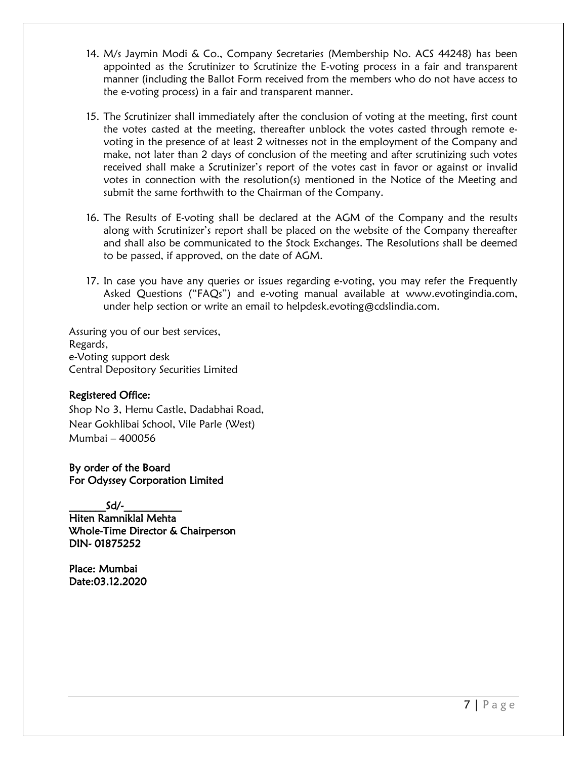14. M/s Jaymin Modi & Co., Company Secretaries (Membership No. ACS 44248) has been appointed as the Scrutinizer to Scrutinize the E-voting process in a fair and transparent manner (including the Ballot Form received from the members who do not have access to the e-voting process) in a fair and transparent manner.

15. The Scrutinizer shall immediately after the conclusion of voting at the meeting, first count the votes casted at the meeting, thereafter unblock the votes casted through remote e-voting in the presence of at least 2 witnesses not in the employment of the Company and make, not later than 2 days of conclusion of the meeting and after scrutinizing such votes received shall make a Scrutinizer's report of the votes cast in favor or against or invalid votes in connection with the resolution(s) mentioned in the Notice of the Meeting and submit the same forthwith to the Chairman of the Company.

16. The Results of E-voting shall be declared at the AGM of the Company and the results along with Scrutinizer's report shall be placed on the website of the Company thereafter and shall also be communicated to the Stock Exchanges. The Resolutions shall be deemed to be passed, if approved, on the date of AGM.

17. In case you have any queries or issues regarding e-voting, you may refer the Frequently Asked Questions ("FAQs") and e-voting manual available at www.evotingindia.com, under help section or write an email to helpdesk.evoting@cdslindia.com.

Assuring you of our best services,
Regards,
e-Voting support desk
Central Depository Securities Limited

**Registered Office:**
Shop No 3, Hemu Castle, Dadabhai Road,
Near Gokhlibai School, Vile Parle (West)
Mumbai – 400056

**By order of the Board**
**For Odyssey Corporation Limited**

**Sd/-**
**Hiten Ramniklal Mehta**
**Whole-Time Director & Chairperson**
**DIN- 01875252**

**Place: Mumbai**
**Date:03.12.2020**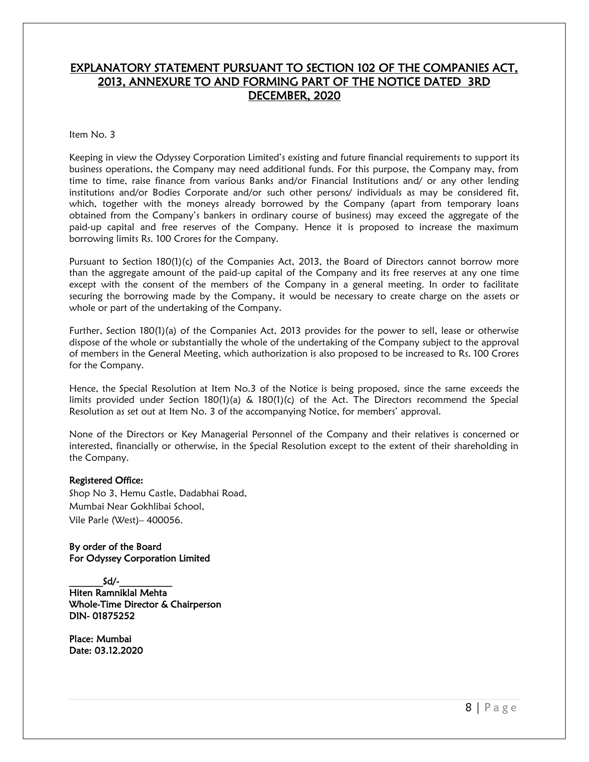## EXPLANATORY STATEMENT PURSUANT TO SECTION 102 OF THE COMPANIES ACT, 2013, ANNEXURE TO AND FORMING PART OF THE NOTICE DATED 3RD DECEMBER, 2020

Item No. 3

Keeping in view the Odyssey Corporation Limited's existing and future financial requirements to support its business operations, the Company may need additional funds. For this purpose, the Company may, from time to time, raise finance from various Banks and/or Financial Institutions and/ or any other lending institutions and/or Bodies Corporate and/or such other persons/ individuals as may be considered fit, which, together with the moneys already borrowed by the Company (apart from temporary loans obtained from the Company's bankers in ordinary course of business) may exceed the aggregate of the paid-up capital and free reserves of the Company. Hence it is proposed to increase the maximum borrowing limits Rs. 100 Crores for the Company.

Pursuant to Section 180(1)(c) of the Companies Act, 2013, the Board of Directors cannot borrow more than the aggregate amount of the paid-up capital of the Company and its free reserves at any one time except with the consent of the members of the Company in a general meeting. In order to facilitate securing the borrowing made by the Company, it would be necessary to create charge on the assets or whole or part of the undertaking of the Company.

Further, Section 180(1)(a) of the Companies Act, 2013 provides for the power to sell, lease or otherwise dispose of the whole or substantially the whole of the undertaking of the Company subject to the approval of members in the General Meeting, which authorization is also proposed to be increased to Rs. 100 Crores for the Company.

Hence, the Special Resolution at Item No.3 of the Notice is being proposed, since the same exceeds the limits provided under Section 180(1)(a) & 180(1)(c) of the Act. The Directors recommend the Special Resolution as set out at Item No. 3 of the accompanying Notice, for members' approval.

None of the Directors or Key Managerial Personnel of the Company and their relatives is concerned or interested, financially or otherwise, in the Special Resolution except to the extent of their shareholding in the Company.

**Registered Office:**
Shop No 3, Hemu Castle, Dadabhai Road,
Mumbai Near Gokhlibai School,
Vile Parle (West)– 400056.

**By order of the Board**
**For Odyssey Corporation Limited**

Sd/-
**Hiten Ramniklal Mehta**
**Whole-Time Director & Chairperson**
**DIN- 01875252**

**Place: Mumbai**
**Date: 03.12.2020**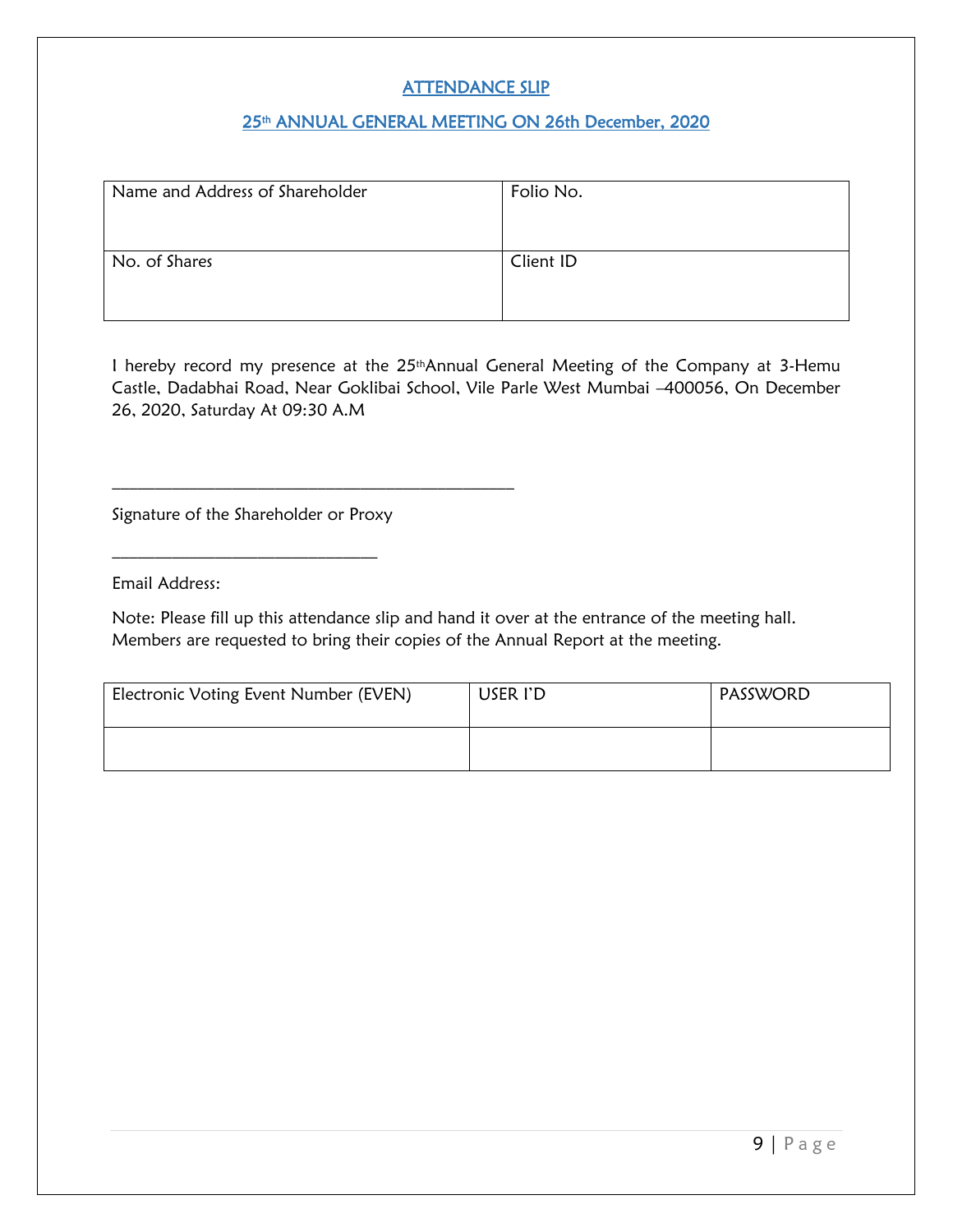## ATTENDANCE SLIP

## 25th ANNUAL GENERAL MEETING ON 26th December, 2020

| Name and Address of Shareholder | Folio No. |
| --- | --- |
| No. of Shares | Client ID |

I hereby record my presence at the 25thAnnual General Meeting of the Company at 3-Hemu Castle, Dadabhai Road, Near Goklibai School, Vile Parle West Mumbai –400056, On December 26, 2020, Saturday At 09:30 A.M

_______________________________________________

Signature of the Shareholder or Proxy

______________________________

Email Address:

Note: Please fill up this attendance slip and hand it over at the entrance of the meeting hall. Members are requested to bring their copies of the Annual Report at the meeting.

| Electronic Voting Event Number (EVEN) | USER I'D | PASSWORD |
| --- | --- | --- |
| | | |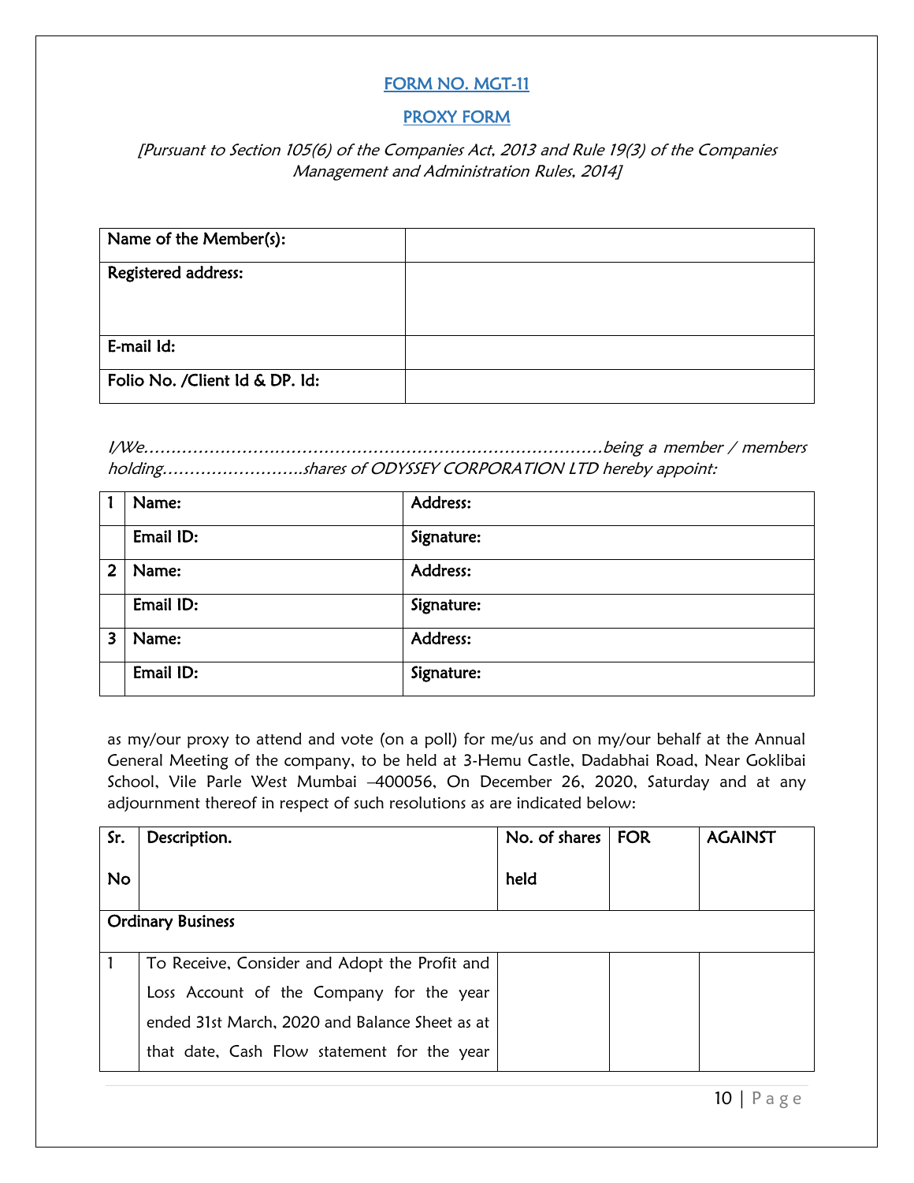## FORM NO. MGT-11

## PROXY FORM

*[Pursuant to Section 105(6) of the Companies Act, 2013 and Rule 19(3) of the Companies Management and Administration Rules, 2014]*

| Name of the Member(s): | |
|---|---|
| Registered address: | |
| E-mail Id: | |
| Folio No. /Client Id & DP. Id: | |

*I/We…………………………………………………………………………being a member / members holding……………………..shares of ODYSSEY CORPORATION LTD hereby appoint:*

| | | |
|---|---|---|
| 1 | Name: | Address: |
| | Email ID: | Signature: |
| 2 | Name: | Address: |
| | Email ID: | Signature: |
| 3 | Name: | Address: |
| | Email ID: | Signature: |

as my/our proxy to attend and vote (on a poll) for me/us and on my/our behalf at the Annual General Meeting of the company, to be held at 3-Hemu Castle, Dadabhai Road, Near Goklibai School, Vile Parle West Mumbai –400056, On December 26, 2020, Saturday and at any adjournment thereof in respect of such resolutions as are indicated below:

| Sr. No | Description. | No. of shares held | FOR | AGAINST |
|---|---|---|---|---|
| **Ordinary Business** | | | | |
| 1 | To Receive, Consider and Adopt the Profit and Loss Account of the Company for the year ended 31st March, 2020 and Balance Sheet as at that date, Cash Flow statement for the year | | | |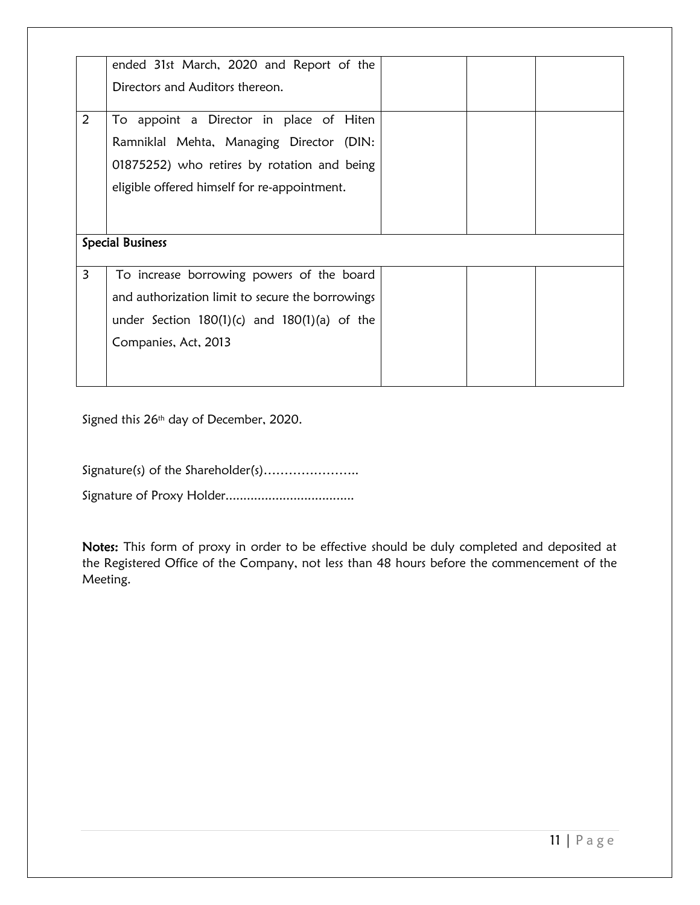| | | | | |
|---|---|---|---|---|
| | ended 31st March, 2020 and Report of the Directors and Auditors thereon. | | | |
| 2 | To appoint a Director in place of Hiten Ramniklal Mehta, Managing Director (DIN: 01875252) who retires by rotation and being eligible offered himself for re-appointment. | | | |
| **Special Business** | | | | |
| 3 | To increase borrowing powers of the board and authorization limit to secure the borrowings under Section 180(1)(c) and 180(1)(a) of the Companies, Act, 2013 | | | |

Signed this 26th day of December, 2020.

Signature(s) of the Shareholder(s)…………………..

Signature of Proxy Holder....................................

**Notes:** This form of proxy in order to be effective should be duly completed and deposited at the Registered Office of the Company, not less than 48 hours before the commencement of the Meeting.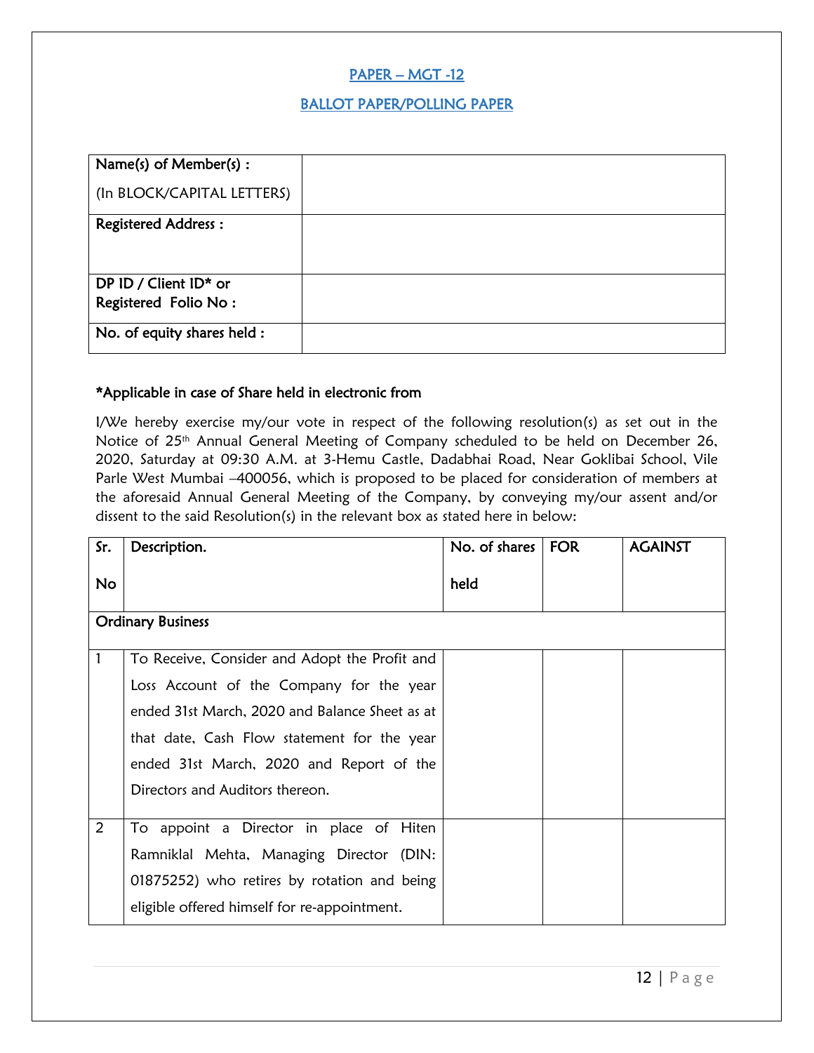# PAPER – MGT -12

## BALLOT PAPER/POLLING PAPER

| Name(s) of Member(s) : (In BLOCK/CAPITAL LETTERS) | |
|---|---|
| Registered Address : | |
| DP ID / Client ID* or Registered Folio No : | |
| No. of equity shares held : | |

**\*Applicable in case of Share held in electronic from**

I/We hereby exercise my/our vote in respect of the following resolution(s) as set out in the Notice of 25th Annual General Meeting of Company scheduled to be held on December 26, 2020, Saturday at 09:30 A.M. at 3-Hemu Castle, Dadabhai Road, Near Goklibai School, Vile Parle West Mumbai –400056, which is proposed to be placed for consideration of members at the aforesaid Annual General Meeting of the Company, by conveying my/our assent and/or dissent to the said Resolution(s) in the relevant box as stated here in below:

| Sr. No | Description. | No. of shares held | FOR | AGAINST |
|---|---|---|---|---|
| **Ordinary Business** | | | | |
| 1 | To Receive, Consider and Adopt the Profit and Loss Account of the Company for the year ended 31st March, 2020 and Balance Sheet as at that date, Cash Flow statement for the year ended 31st March, 2020 and Report of the Directors and Auditors thereon. | | | |
| 2 | To appoint a Director in place of Hiten Ramniklal Mehta, Managing Director (DIN: 01875252) who retires by rotation and being eligible offered himself for re-appointment. | | | |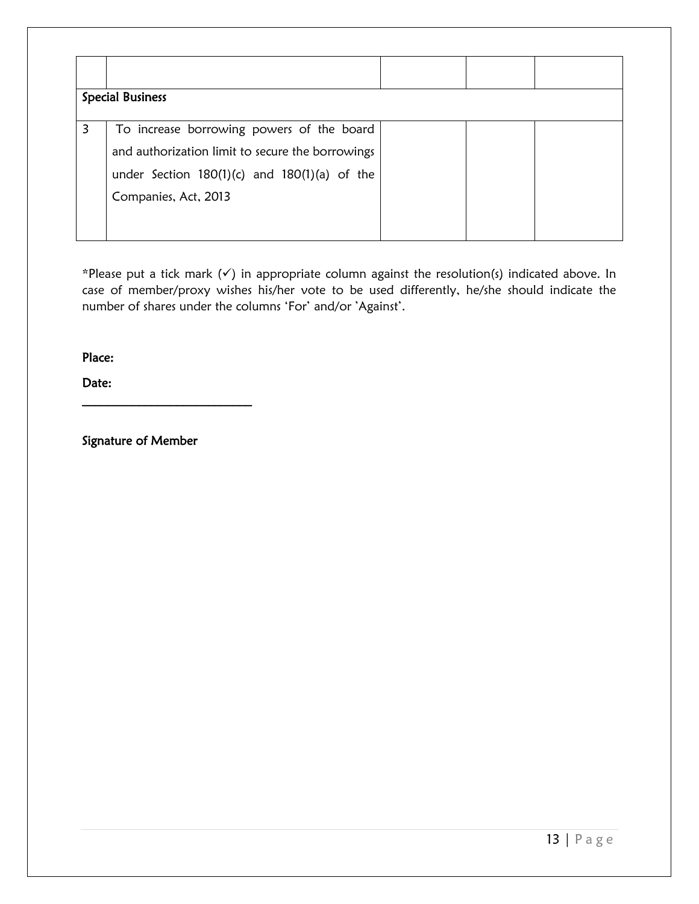| | | | | |
|---|---|---|---|---|
| | | | | |
| **Special Business** | | | | |
| 3 | To increase borrowing powers of the board and authorization limit to secure the borrowings under Section 180(1)(c) and 180(1)(a) of the Companies, Act, 2013 | | | |

*Please put a tick mark (✓) in appropriate column against the resolution(s) indicated above. In case of member/proxy wishes his/her vote to be used differently, he/she should indicate the number of shares under the columns 'For' and/or 'Against'.

**Place:**

**Date:**

___________________________

**Signature of Member**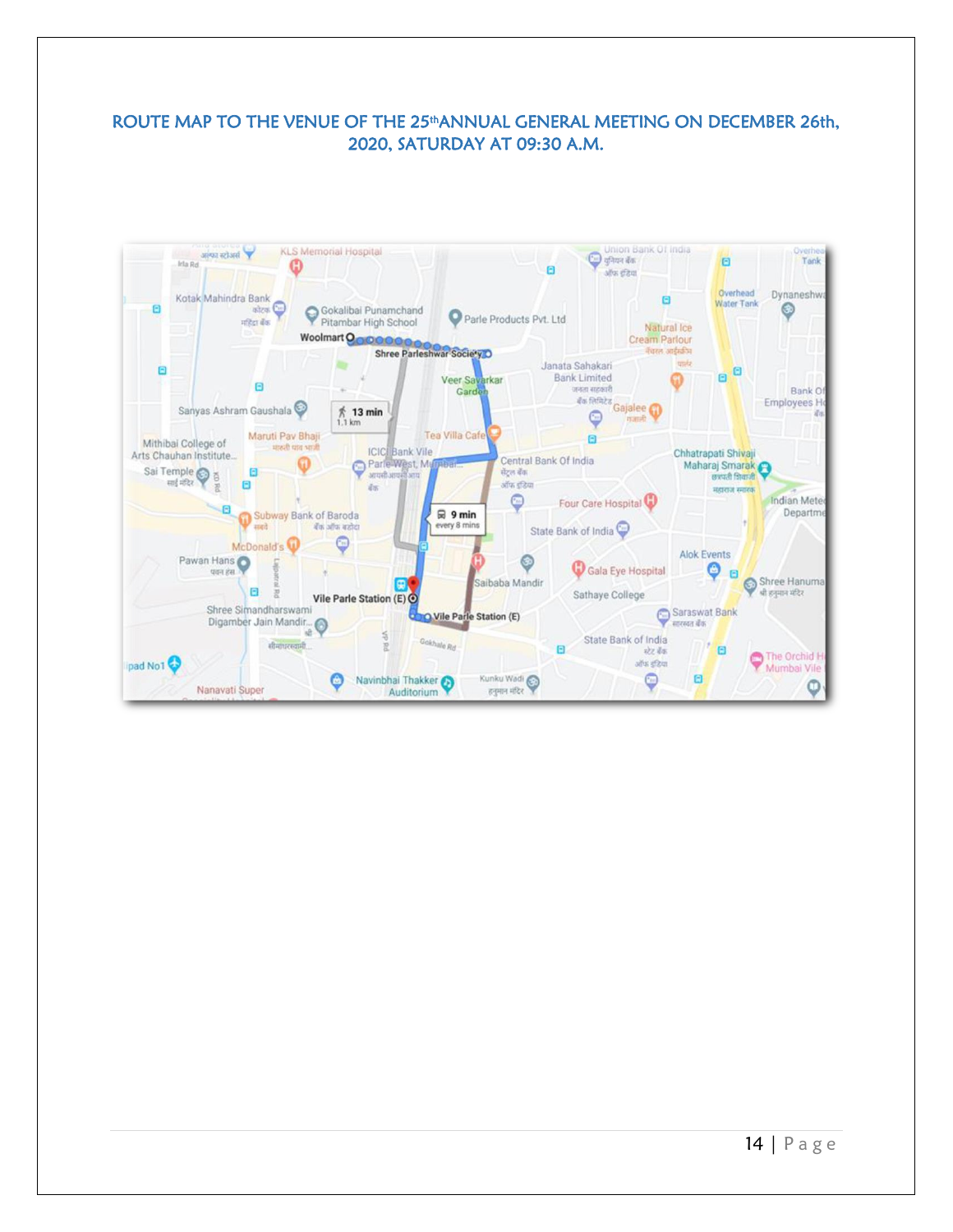## ROUTE MAP TO THE VENUE OF THE 25th ANNUAL GENERAL MEETING ON DECEMBER 26th, 2020, SATURDAY AT 09:30 A.M.